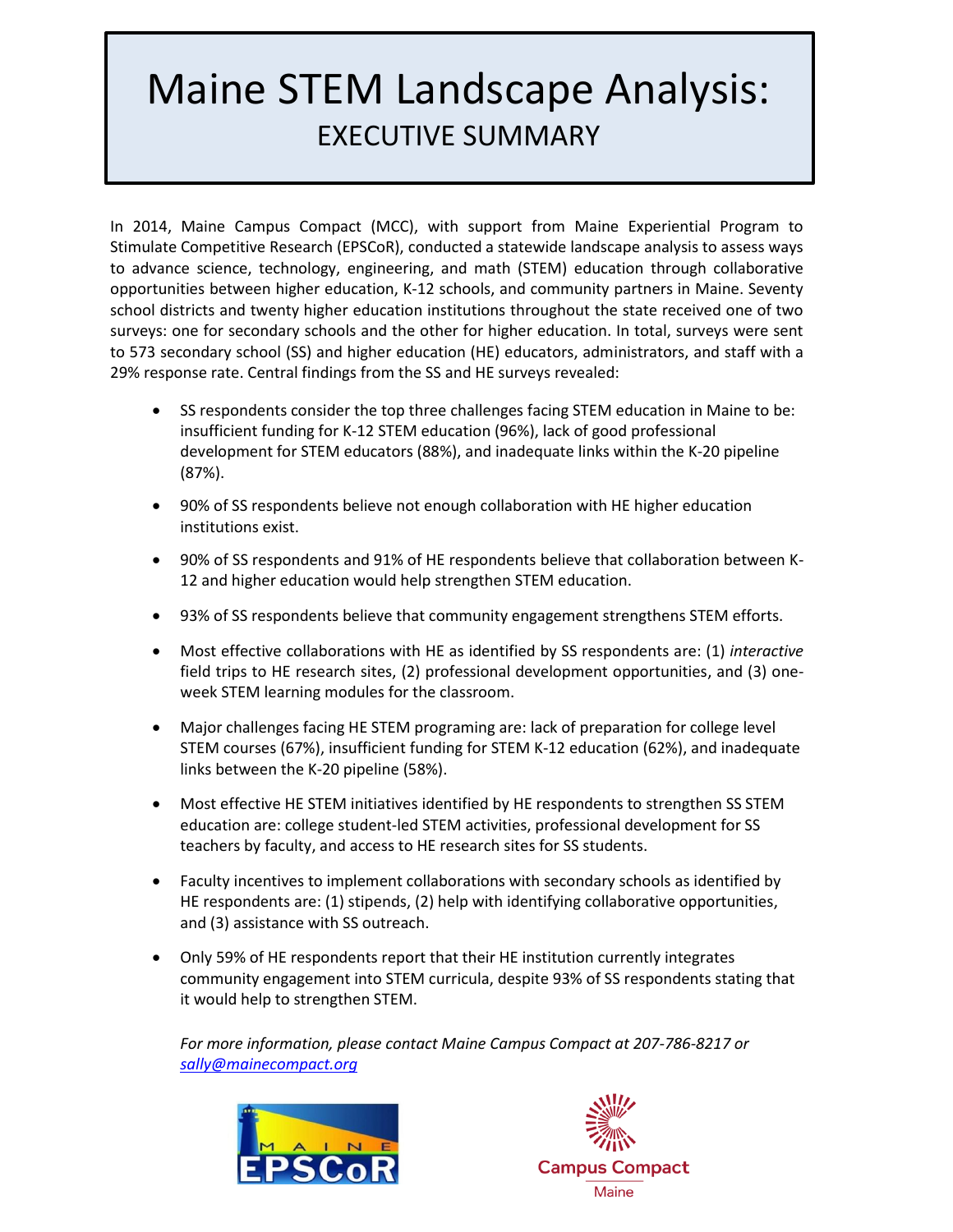# Maine STEM Landscape Analysis:

## EXECUTIVE SUMMARY

In 2014, Maine Campus Compact (MCC), with support from Maine Experiential Program to Stimulate Competitive Research (EPSCoR), conducted a statewide landscape analysis to assess ways to advance science, technology, engineering, and math (STEM) education through collaborative opportunities between higher education, K-12 schools, and community partners in Maine. Seventy school districts and twenty higher education institutions throughout the state received one of two surveys: one for secondary schools and the other for higher education. In total, surveys were sent to 573 secondary school (SS) and higher education (HE) educators, administrators, and staff with a 29% response rate. Central findings from the SS and HE surveys revealed:

- SS respondents consider the top three challenges facing STEM education in Maine to be: insufficient funding for K-12 STEM education (96%), lack of good professional development for STEM educators (88%), and inadequate links within the K-20 pipeline (87%).
- 90% of SS respondents believe not enough collaboration with HE higher education institutions exist.
- 90% of SS respondents and 91% of HE respondents believe that collaboration between K-12 and higher education would help strengthen STEM education.
- 93% of SS respondents believe that community engagement strengthens STEM efforts.
- Most effective collaborations with HE as identified by SS respondents are: (1) *interactive* field trips to HE research sites, (2) professional development opportunities, and (3) one-week STEM learning modules for the classroom.
- Major challenges facing HE STEM programing are: lack of preparation for college level STEM courses (67%), insufficient funding for STEM K-12 education (62%), and inadequate links between the K-20 pipeline (58%).
- Most effective HE STEM initiatives identified by HE respondents to strengthen SS STEM education are: college student-led STEM activities, professional development for SS teachers by faculty, and access to HE research sites for SS students.
- Faculty incentives to implement collaborations with secondary schools as identified by HE respondents are: (1) stipends, (2) help with identifying collaborative opportunities, and (3) assistance with SS outreach.
- Only 59% of HE respondents report that their HE institution currently integrates community engagement into STEM curricula, despite 93% of SS respondents stating that it would help to strengthen STEM.

*For more information, please contact Maine Campus Compact at 207-786-8217 or [sally@mainecompact.org](mailto:sally@mainecompact.org)*

MAINE EPSCoR

Campus Compact Maine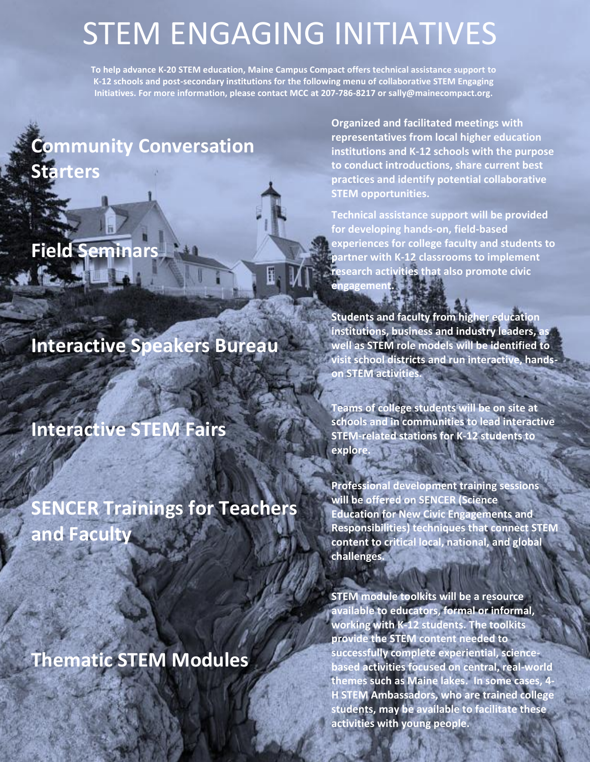# STEM ENGAGING INITIATIVES

**To help advance K-20 STEM education, Maine Campus Compact offers technical assistance support to K-12 schools and post-secondary institutions for the following menu of collaborative STEM Engaging Initiatives. For more information, please contact MCC at 207-786-8217 or sally@mainecompact.org.**

## Community Conversation Starters

**Organized and facilitated meetings with representatives from local higher education institutions and K-12 schools with the purpose to conduct introductions, share current best practices and identify potential collaborative STEM opportunities.**

## Field Seminars

**Technical assistance support will be provided for developing hands-on, field-based experiences for college faculty and students to partner with K-12 classrooms to implement research activities that also promote civic engagement.**

## Interactive Speakers Bureau

**Students and faculty from higher education institutions, business and industry leaders, as well as STEM role models will be identified to visit school districts and run interactive, hands-on STEM activities.**

## Interactive STEM Fairs

**Teams of college students will be on site at schools and in communities to lead interactive STEM-related stations for K-12 students to explore.**

## SENCER Trainings for Teachers and Faculty

**Professional development training sessions will be offered on SENCER (Science Education for New Civic Engagements and Responsibilities) techniques that connect STEM content to critical local, national, and global challenges.**

## Thematic STEM Modules

**STEM module toolkits will be a resource available to educators, formal or informal, working with K-12 students. The toolkits provide the STEM content needed to successfully complete experiential, science-based activities focused on central, real-world themes such as Maine lakes. In some cases, 4-H STEM Ambassadors, who are trained college students, may be available to facilitate these activities with young people.**